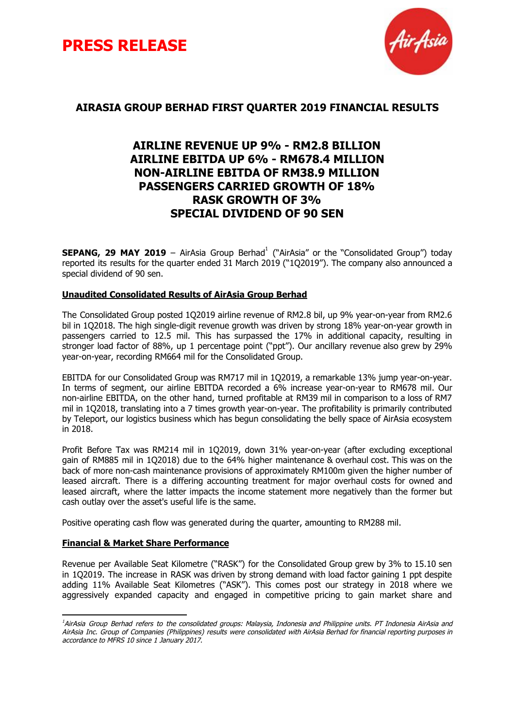# PRESS RELEASE

## AIRASIA GROUP BERHAD FIRST QUARTER 2019 FINANCIAL RESULTS

### AIRLINE REVENUE UP 9% - RM2.8 BILLION
### AIRLINE EBITDA UP 6% - RM678.4 MILLION
### NON-AIRLINE EBITDA OF RM38.9 MILLION
### PASSENGERS CARRIED GROWTH OF 18%
### RASK GROWTH OF 3%
### SPECIAL DIVIDEND OF 90 SEN

**SEPANG, 29 MAY 2019** – AirAsia Group Berhad[1] ("AirAsia" or the "Consolidated Group") today reported its results for the quarter ended 31 March 2019 ("1Q2019"). The company also announced a special dividend of 90 sen.

**Unaudited Consolidated Results of AirAsia Group Berhad**

The Consolidated Group posted 1Q2019 airline revenue of RM2.8 bil, up 9% year-on-year from RM2.6 bil in 1Q2018. The high single-digit revenue growth was driven by strong 18% year-on-year growth in passengers carried to 12.5 mil. This has surpassed the 17% in additional capacity, resulting in stronger load factor of 88%, up 1 percentage point ("ppt"). Our ancillary revenue also grew by 29% year-on-year, recording RM664 mil for the Consolidated Group.

EBITDA for our Consolidated Group was RM717 mil in 1Q2019, a remarkable 13% jump year-on-year. In terms of segment, our airline EBITDA recorded a 6% increase year-on-year to RM678 mil. Our non-airline EBITDA, on the other hand, turned profitable at RM39 mil in comparison to a loss of RM7 mil in 1Q2018, translating into a 7 times growth year-on-year. The profitability is primarily contributed by Teleport, our logistics business which has begun consolidating the belly space of AirAsia ecosystem in 2018.

Profit Before Tax was RM214 mil in 1Q2019, down 31% year-on-year (after excluding exceptional gain of RM885 mil in 1Q2018) due to the 64% higher maintenance & overhaul cost. This was on the back of more non-cash maintenance provisions of approximately RM100m given the higher number of leased aircraft. There is a differing accounting treatment for major overhaul costs for owned and leased aircraft, where the latter impacts the income statement more negatively than the former but cash outlay over the asset's useful life is the same.

Positive operating cash flow was generated during the quarter, amounting to RM288 mil.

**Financial & Market Share Performance**

Revenue per Available Seat Kilometre ("RASK") for the Consolidated Group grew by 3% to 15.10 sen in 1Q2019. The increase in RASK was driven by strong demand with load factor gaining 1 ppt despite adding 11% Available Seat Kilometres ("ASK"). This comes post our strategy in 2018 where we aggressively expanded capacity and engaged in competitive pricing to gain market share and

---

[1] *AirAsia Group Berhad refers to the consolidated groups: Malaysia, Indonesia and Philippine units. PT Indonesia AirAsia and AirAsia Inc. Group of Companies (Philippines) results were consolidated with AirAsia Berhad for financial reporting purposes in accordance to MFRS 10 since 1 January 2017.*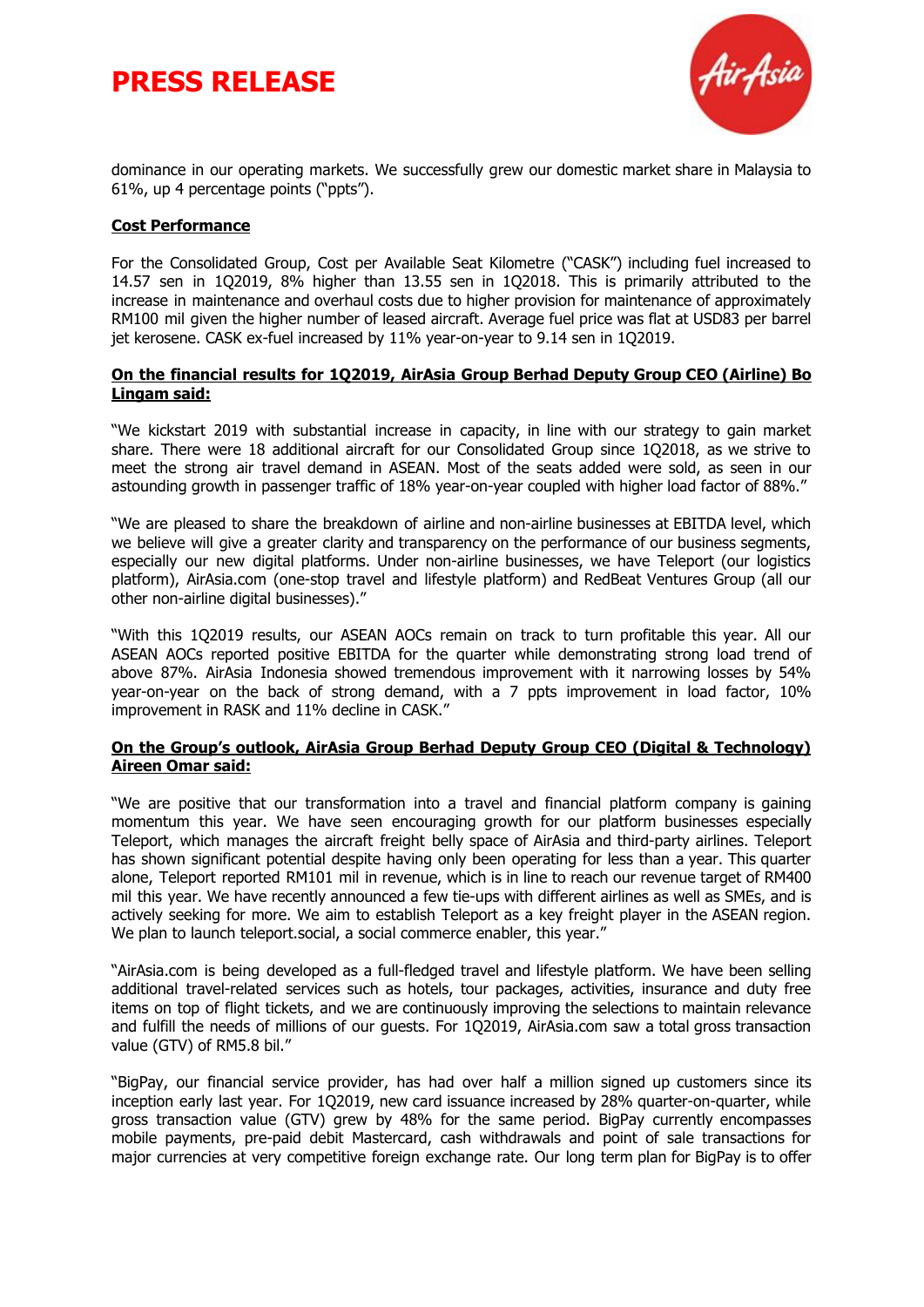dominance in our operating markets. We successfully grew our domestic market share in Malaysia to 61%, up 4 percentage points ("ppts").

**Cost Performance**

For the Consolidated Group, Cost per Available Seat Kilometre ("CASK") including fuel increased to 14.57 sen in 1Q2019, 8% higher than 13.55 sen in 1Q2018. This is primarily attributed to the increase in maintenance and overhaul costs due to higher provision for maintenance of approximately RM100 mil given the higher number of leased aircraft. Average fuel price was flat at USD83 per barrel jet kerosene. CASK ex-fuel increased by 11% year-on-year to 9.14 sen in 1Q2019.

**On the financial results for 1Q2019, AirAsia Group Berhad Deputy Group CEO (Airline) Bo Lingam said:**

"We kickstart 2019 with substantial increase in capacity, in line with our strategy to gain market share. There were 18 additional aircraft for our Consolidated Group since 1Q2018, as we strive to meet the strong air travel demand in ASEAN. Most of the seats added were sold, as seen in our astounding growth in passenger traffic of 18% year-on-year coupled with higher load factor of 88%."

"We are pleased to share the breakdown of airline and non-airline businesses at EBITDA level, which we believe will give a greater clarity and transparency on the performance of our business segments, especially our new digital platforms. Under non-airline businesses, we have Teleport (our logistics platform), AirAsia.com (one-stop travel and lifestyle platform) and RedBeat Ventures Group (all our other non-airline digital businesses)."

"With this 1Q2019 results, our ASEAN AOCs remain on track to turn profitable this year. All our ASEAN AOCs reported positive EBITDA for the quarter while demonstrating strong load trend of above 87%. AirAsia Indonesia showed tremendous improvement with it narrowing losses by 54% year-on-year on the back of strong demand, with a 7 ppts improvement in load factor, 10% improvement in RASK and 11% decline in CASK."

**On the Group's outlook, AirAsia Group Berhad Deputy Group CEO (Digital & Technology) Aireen Omar said:**

"We are positive that our transformation into a travel and financial platform company is gaining momentum this year. We have seen encouraging growth for our platform businesses especially Teleport, which manages the aircraft freight belly space of AirAsia and third-party airlines. Teleport has shown significant potential despite having only been operating for less than a year. This quarter alone, Teleport reported RM101 mil in revenue, which is in line to reach our revenue target of RM400 mil this year. We have recently announced a few tie-ups with different airlines as well as SMEs, and is actively seeking for more. We aim to establish Teleport as a key freight player in the ASEAN region. We plan to launch teleport.social, a social commerce enabler, this year."

"AirAsia.com is being developed as a full-fledged travel and lifestyle platform. We have been selling additional travel-related services such as hotels, tour packages, activities, insurance and duty free items on top of flight tickets, and we are continuously improving the selections to maintain relevance and fulfill the needs of millions of our guests. For 1Q2019, AirAsia.com saw a total gross transaction value (GTV) of RM5.8 bil."

"BigPay, our financial service provider, has had over half a million signed up customers since its inception early last year. For 1Q2019, new card issuance increased by 28% quarter-on-quarter, while gross transaction value (GTV) grew by 48% for the same period. BigPay currently encompasses mobile payments, pre-paid debit Mastercard, cash withdrawals and point of sale transactions for major currencies at very competitive foreign exchange rate. Our long term plan for BigPay is to offer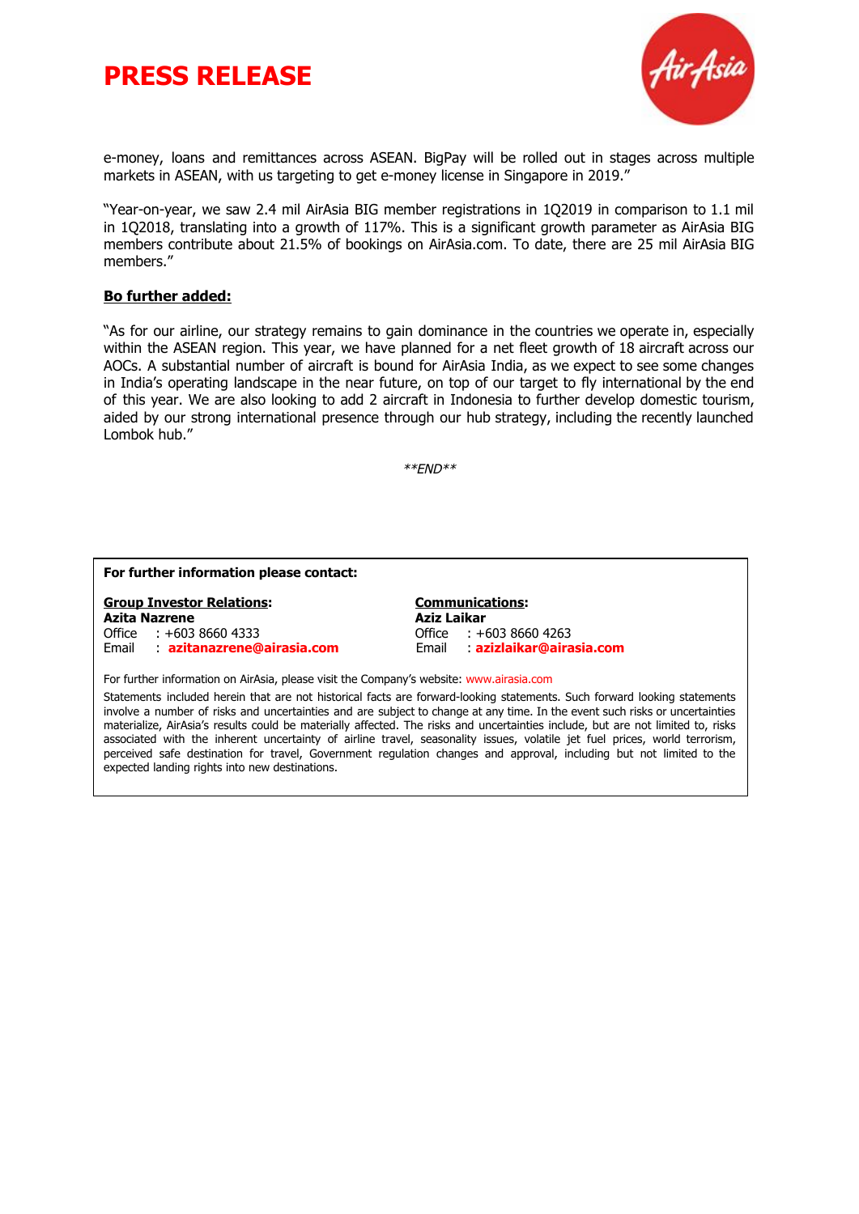e-money, loans and remittances across ASEAN. BigPay will be rolled out in stages across multiple markets in ASEAN, with us targeting to get e-money license in Singapore in 2019."

"Year-on-year, we saw 2.4 mil AirAsia BIG member registrations in 1Q2019 in comparison to 1.1 mil in 1Q2018, translating into a growth of 117%. This is a significant growth parameter as AirAsia BIG members contribute about 21.5% of bookings on AirAsia.com. To date, there are 25 mil AirAsia BIG members."

**Bo further added:**

"As for our airline, our strategy remains to gain dominance in the countries we operate in, especially within the ASEAN region. This year, we have planned for a net fleet growth of 18 aircraft across our AOCs. A substantial number of aircraft is bound for AirAsia India, as we expect to see some changes in India's operating landscape in the near future, on top of our target to fly international by the end of this year. We are also looking to add 2 aircraft in Indonesia to further develop domestic tourism, aided by our strong international presence through our hub strategy, including the recently launched Lombok hub."

*\*\*END\*\**

**For further information please contact:**

**Group Investor Relations:**
**Azita Nazrene**
Office : +603 8660 4333
Email : **azitanazrene@airasia.com**

**Communications:**
**Aziz Laikar**
Office : +603 8660 4263
Email : **azizlaikar@airasia.com**

For further information on AirAsia, please visit the Company's website: www.airasia.com

Statements included herein that are not historical facts are forward-looking statements. Such forward looking statements involve a number of risks and uncertainties and are subject to change at any time. In the event such risks or uncertainties materialize, AirAsia's results could be materially affected. The risks and uncertainties include, but are not limited to, risks associated with the inherent uncertainty of airline travel, seasonality issues, volatile jet fuel prices, world terrorism, perceived safe destination for travel, Government regulation changes and approval, including but not limited to the expected landing rights into new destinations.